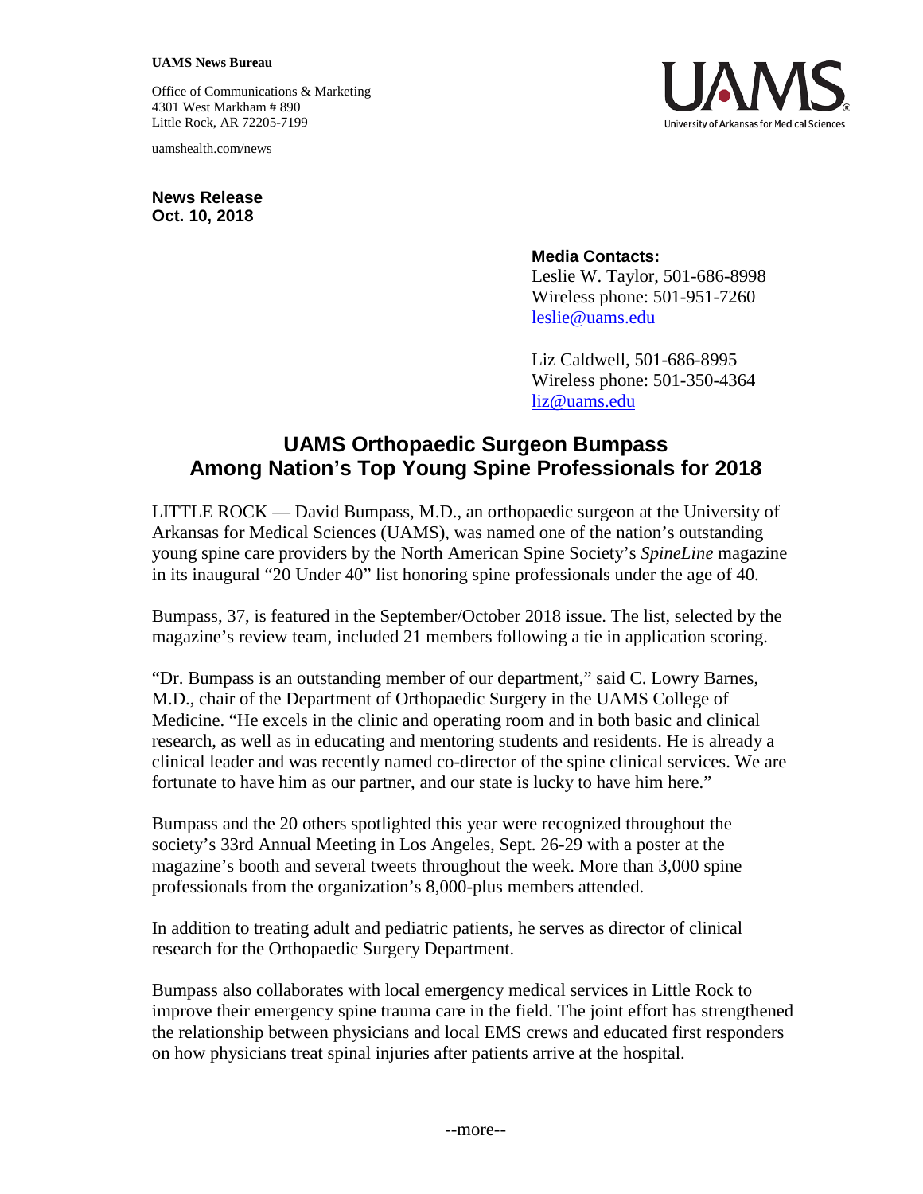**UAMS News Bureau**

Office of Communications & Marketing
4301 West Markham # 890
Little Rock, AR 72205-7199

uamshealth.com/news

**News Release**
**Oct. 10, 2018**

**Media Contacts:**
Leslie W. Taylor, 501-686-8998
Wireless phone: 501-951-7260
leslie@uams.edu

Liz Caldwell, 501-686-8995
Wireless phone: 501-350-4364
liz@uams.edu

# UAMS Orthopaedic Surgeon Bumpass Among Nation's Top Young Spine Professionals for 2018

LITTLE ROCK — David Bumpass, M.D., an orthopaedic surgeon at the University of Arkansas for Medical Sciences (UAMS), was named one of the nation's outstanding young spine care providers by the North American Spine Society's *SpineLine* magazine in its inaugural "20 Under 40" list honoring spine professionals under the age of 40.

Bumpass, 37, is featured in the September/October 2018 issue. The list, selected by the magazine's review team, included 21 members following a tie in application scoring.

"Dr. Bumpass is an outstanding member of our department," said C. Lowry Barnes, M.D., chair of the Department of Orthopaedic Surgery in the UAMS College of Medicine. "He excels in the clinic and operating room and in both basic and clinical research, as well as in educating and mentoring students and residents. He is already a clinical leader and was recently named co-director of the spine clinical services. We are fortunate to have him as our partner, and our state is lucky to have him here."

Bumpass and the 20 others spotlighted this year were recognized throughout the society's 33rd Annual Meeting in Los Angeles, Sept. 26-29 with a poster at the magazine's booth and several tweets throughout the week. More than 3,000 spine professionals from the organization's 8,000-plus members attended.

In addition to treating adult and pediatric patients, he serves as director of clinical research for the Orthopaedic Surgery Department.

Bumpass also collaborates with local emergency medical services in Little Rock to improve their emergency spine trauma care in the field. The joint effort has strengthened the relationship between physicians and local EMS crews and educated first responders on how physicians treat spinal injuries after patients arrive at the hospital.

--more--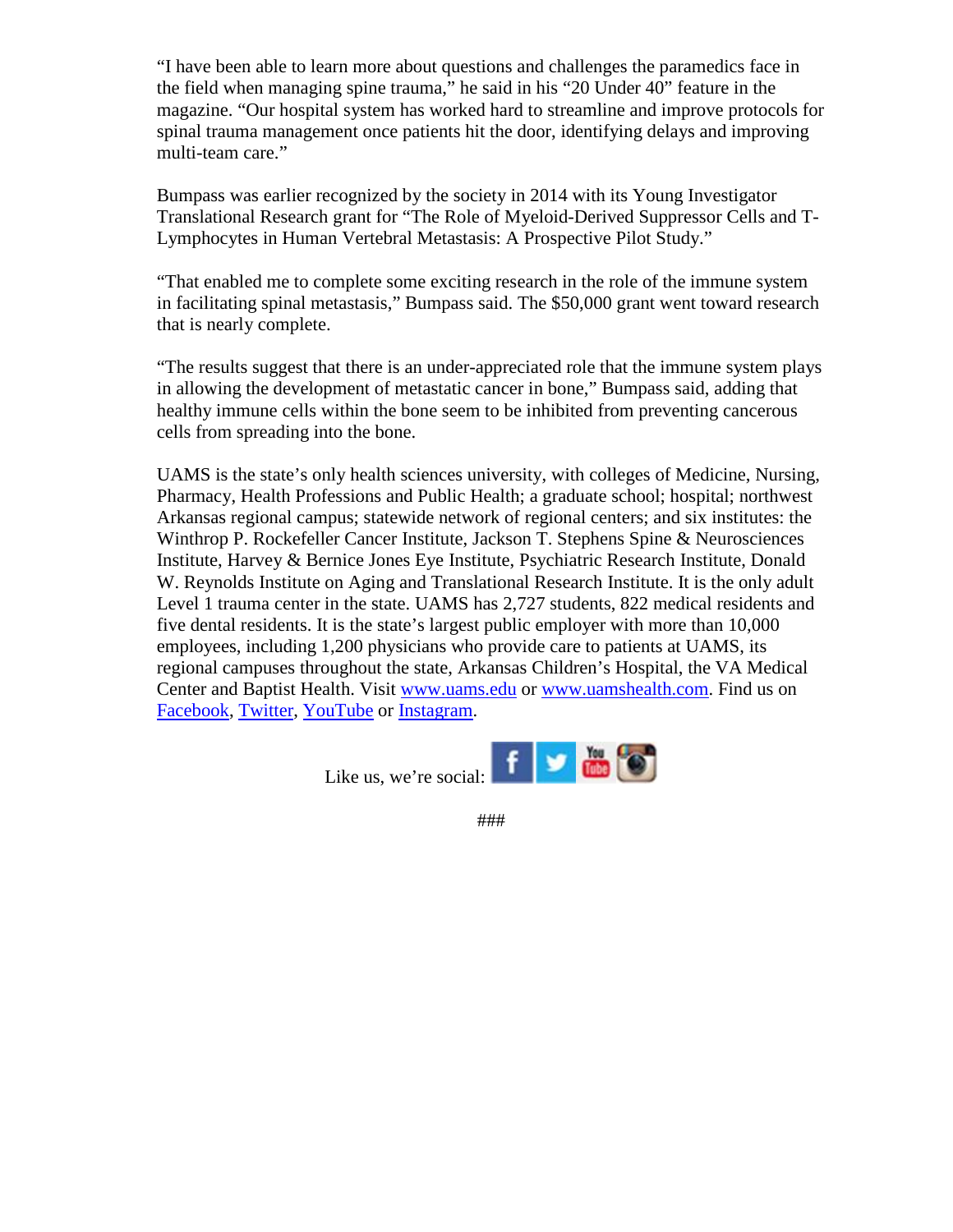"I have been able to learn more about questions and challenges the paramedics face in the field when managing spine trauma," he said in his "20 Under 40" feature in the magazine. "Our hospital system has worked hard to streamline and improve protocols for spinal trauma management once patients hit the door, identifying delays and improving multi-team care."

Bumpass was earlier recognized by the society in 2014 with its Young Investigator Translational Research grant for "The Role of Myeloid-Derived Suppressor Cells and T-Lymphocytes in Human Vertebral Metastasis: A Prospective Pilot Study."

"That enabled me to complete some exciting research in the role of the immune system in facilitating spinal metastasis," Bumpass said. The $50,000 grant went toward research that is nearly complete.

"The results suggest that there is an under-appreciated role that the immune system plays in allowing the development of metastatic cancer in bone," Bumpass said, adding that healthy immune cells within the bone seem to be inhibited from preventing cancerous cells from spreading into the bone.

UAMS is the state's only health sciences university, with colleges of Medicine, Nursing, Pharmacy, Health Professions and Public Health; a graduate school; hospital; northwest Arkansas regional campus; statewide network of regional centers; and six institutes: the Winthrop P. Rockefeller Cancer Institute, Jackson T. Stephens Spine & Neurosciences Institute, Harvey & Bernice Jones Eye Institute, Psychiatric Research Institute, Donald W. Reynolds Institute on Aging and Translational Research Institute. It is the only adult Level 1 trauma center in the state. UAMS has 2,727 students, 822 medical residents and five dental residents. It is the state's largest public employer with more than 10,000 employees, including 1,200 physicians who provide care to patients at UAMS, its regional campuses throughout the state, Arkansas Children's Hospital, the VA Medical Center and Baptist Health. Visit [www.uams.edu](http://www.uams.edu) or [www.uamshealth.com](http://www.uamshealth.com). Find us on Facebook, Twitter, YouTube or Instagram.

Like us, we're social:

###